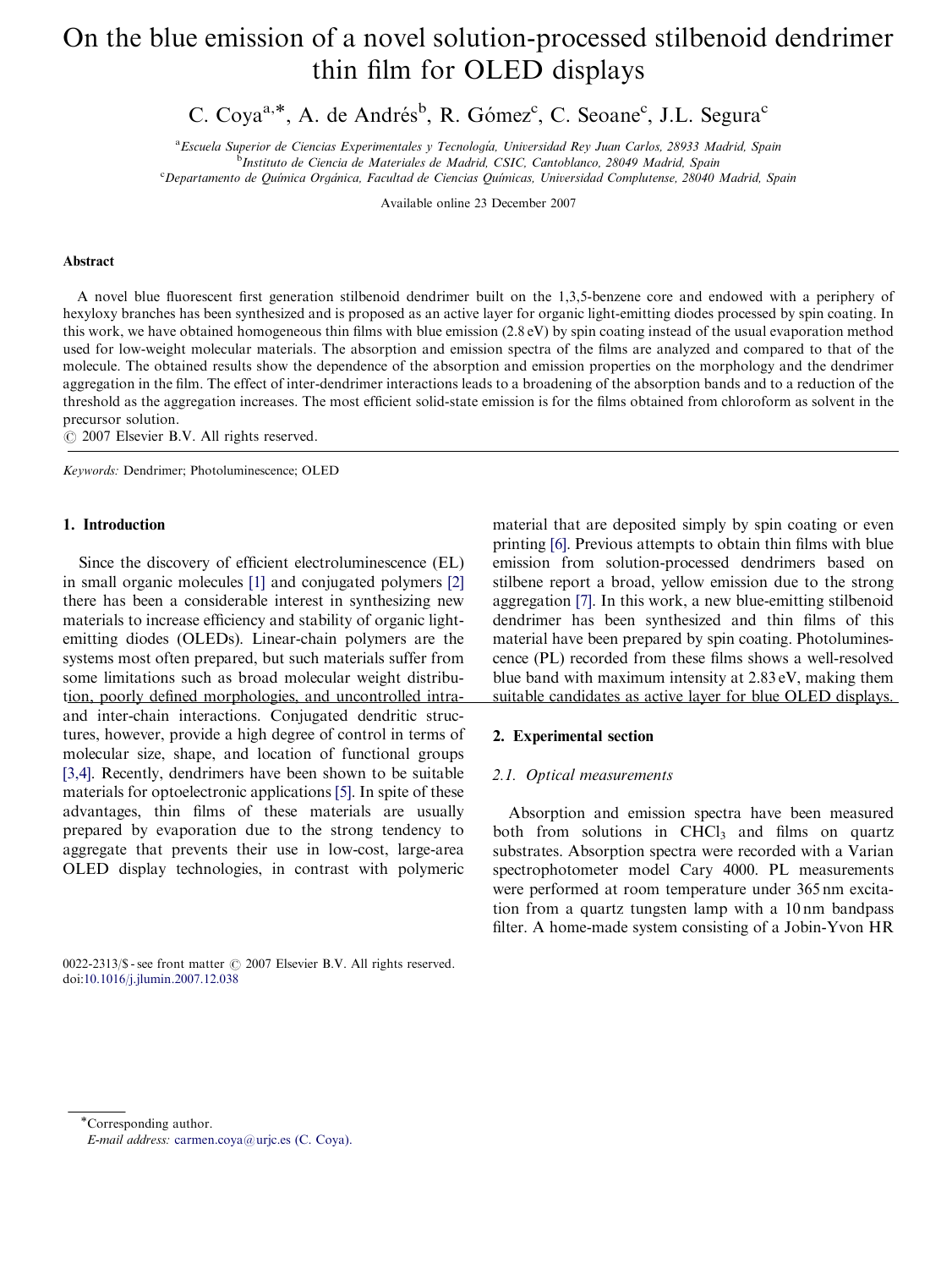# On the blue emission of a novel solution-processed stilbenoid dendrimer thin film for OLED displays

C. Coya[a,*], A. de Andrés[b], R. Gómez[c], C. Seoane[c], J.L. Segura[c]

[a]Escuela Superior de Ciencias Experimentales y Tecnología, Universidad Rey Juan Carlos, 28933 Madrid, Spain
[b]Instituto de Ciencia de Materiales de Madrid, CSIC, Cantoblanco, 28049 Madrid, Spain
[c]Departamento de Química Orgánica, Facultad de Ciencias Químicas, Universidad Complutense, 28040 Madrid, Spain

Available online 23 December 2007

## Abstract

A novel blue fluorescent first generation stilbenoid dendrimer built on the 1,3,5-benzene core and endowed with a periphery of hexyloxy branches has been synthesized and is proposed as an active layer for organic light-emitting diodes processed by spin coating. In this work, we have obtained homogeneous thin films with blue emission (2.8 eV) by spin coating instead of the usual evaporation method used for low-weight molecular materials. The absorption and emission spectra of the films are analyzed and compared to that of the molecule. The obtained results show the dependence of the absorption and emission properties on the morphology and the dendrimer aggregation in the film. The effect of inter-dendrimer interactions leads to a broadening of the absorption bands and to a reduction of the threshold as the aggregation increases. The most efficient solid-state emission is for the films obtained from chloroform as solvent in the precursor solution.

© 2007 Elsevier B.V. All rights reserved.

*Keywords:* Dendrimer; Photoluminescence; OLED

## 1. Introduction

Since the discovery of efficient electroluminescence (EL) in small organic molecules [1] and conjugated polymers [2] there has been a considerable interest in synthesizing new materials to increase efficiency and stability of organic light-emitting diodes (OLEDs). Linear-chain polymers are the systems most often prepared, but such materials suffer from some limitations such as broad molecular weight distribution, poorly defined morphologies, and uncontrolled intra- and inter-chain interactions. Conjugated dendritic structures, however, provide a high degree of control in terms of molecular size, shape, and location of functional groups [3,4]. Recently, dendrimers have been shown to be suitable materials for optoelectronic applications [5]. In spite of these advantages, thin films of these materials are usually prepared by evaporation due to the strong tendency to aggregate that prevents their use in low-cost, large-area OLED display technologies, in contrast with polymeric material that are deposited simply by spin coating or even printing [6]. Previous attempts to obtain thin films with blue emission from solution-processed dendrimers based on stilbene report a broad, yellow emission due to the strong aggregation [7]. In this work, a new blue-emitting stilbenoid dendrimer has been synthesized and thin films of this material have been prepared by spin coating. Photoluminescence (PL) recorded from these films shows a well-resolved blue band with maximum intensity at 2.83 eV, making them suitable candidates as active layer for blue OLED displays.

## 2. Experimental section

### 2.1. Optical measurements

Absorption and emission spectra have been measured both from solutions in $CHCl_3$ and films on quartz substrates. Absorption spectra were recorded with a Varian spectrophotometer model Cary 4000. PL measurements were performed at room temperature under 365 nm excitation from a quartz tungsten lamp with a 10 nm bandpass filter. A home-made system consisting of a Jobin-Yvon HR

0022-2313/$ - see front matter © 2007 Elsevier B.V. All rights reserved.
doi:10.1016/j.jlumin.2007.12.038

*Corresponding author.
*E-mail address:* carmen.coya@urjc.es (C. Coya).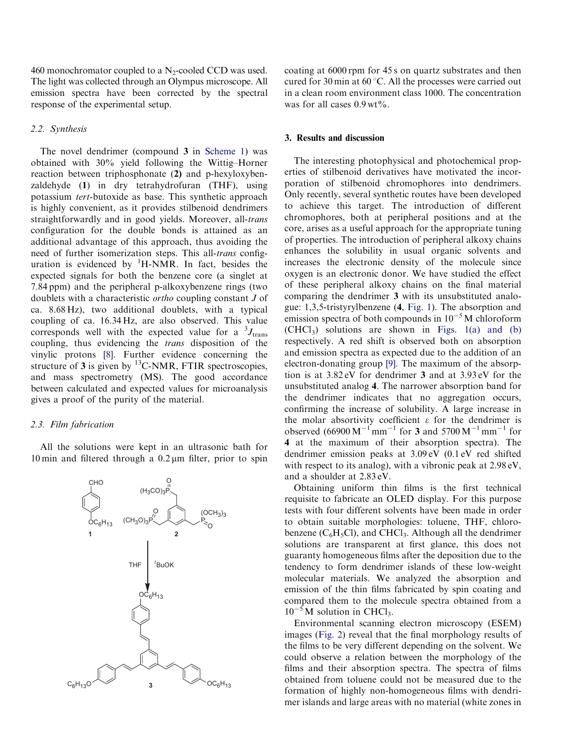460 monochromator coupled to a $N_2$-cooled CCD was used. The light was collected through an Olympus microscope. All emission spectra have been corrected by the spectral response of the experimental setup.

### 2.2. Synthesis

The novel dendrimer (compound **3** in Scheme 1) was obtained with 30% yield following the Wittig–Horner reaction between triphosphonate (**2**) and p-hexyloxybenzaldehyde (**1**) in dry tetrahydrofuran (THF), using potassium *tert*-butoxide as base. This synthetic approach is highly convenient, as it provides stilbenoid dendrimers straightforwardly and in good yields. Moreover, all-*trans* configuration for the double bonds is attained as an additional advantage of this approach, thus avoiding the need of further isomerization steps. This all-*trans* configuration is evidenced by $^1$H-NMR. In fact, besides the expected signals for both the benzene core (a singlet at 7.84 ppm) and the peripheral p-alkoxybenzene rings (two doublets with a characteristic *ortho* coupling constant $J$ of ca. 8.68 Hz), two additional doublets, with a typical coupling of ca. 16.34 Hz, are also observed. This value corresponds well with the expected value for a $^3J_{trans}$ coupling, thus evidencing the *trans* disposition of the vinylic protons [8]. Further evidence concerning the structure of **3** is given by $^{13}$C-NMR, FTIR spectroscopies, and mass spectrometry (MS). The good accordance between calculated and expected values for microanalysis gives a proof of the purity of the material.

### 2.3. Film fabrication

All the solutions were kept in an ultrasonic bath for 10 min and filtered through a 0.2 μm filter, prior to spin coating at 6000 rpm for 45 s on quartz substrates and then cured for 30 min at 60 °C. All the processes were carried out in a clean room environment class 1000. The concentration was for all cases 0.9 wt%.

## 3. Results and discussion

The interesting photophysical and photochemical properties of stilbenoid derivatives have motivated the incorporation of stilbenoid chromophores into dendrimers. Only recently, several synthetic routes have been developed to achieve this target. The introduction of different chromophores, both at peripheral positions and at the core, arises as a useful approach for the appropriate tuning of properties. The introduction of peripheral alkoxy chains enhances the solubility in usual organic solvents and increases the electronic density of the molecule since oxygen is an electronic donor. We have studied the effect of these peripheral alkoxy chains on the final material comparing the dendrimer **3** with its unsubstituted analogue: 1,3,5-tristyrylbenzene (**4**, Fig. 1). The absorption and emission spectra of both compounds in $10^{-5}$ M chloroform ($CHCl_3$) solutions are shown in Figs. 1(a) and (b) respectively. A red shift is observed both on absorption and emission spectra as expected due to the addition of an electron-donating group [9]. The maximum of the absorption is at 3.82 eV for dendrimer **3** and at 3.93 eV for the unsubstituted analog **4**. The narrower absorption band for the dendrimer indicates that no aggregation occurs, confirming the increase of solubility. A large increase in the molar absorptivity coefficient $\varepsilon$ for the dendrimer is observed (66900 $M^{-1}mm^{-1}$ for **3** and 5700 $M^{-1}mm^{-1}$ for **4** at the maximum of their absorption spectra). The dendrimer emission peaks at 3.09 eV (0.1 eV red shifted with respect to its analog), with a vibronic peak at 2.98 eV, and a shoulder at 2.83 eV.

Obtaining uniform thin films is the first technical requisite to fabricate an OLED display. For this purpose tests with four different solvents have been made in order to obtain suitable morphologies: toluene, THF, chlorobenzene ($C_6H_5Cl$), and $CHCl_3$. Although all the dendrimer solutions are transparent at first glance, this does not guaranty homogeneous films after the deposition due to the tendency to form dendrimer islands of these low-weight molecular materials. We analyzed the absorption and emission of the thin films fabricated by spin coating and compared them to the molecule spectra obtained from a $10^{-5}$ M solution in $CHCl_3$.

Environmental scanning electron microscopy (ESEM) images (Fig. 2) reveal that the final morphology results of the films to be very different depending on the solvent. We could observe a relation between the morphology of the films and their absorption spectra. The spectra of films obtained from toluene could not be measured due to the formation of highly non-homogeneous films with dendrimer islands and large areas with no material (white zones in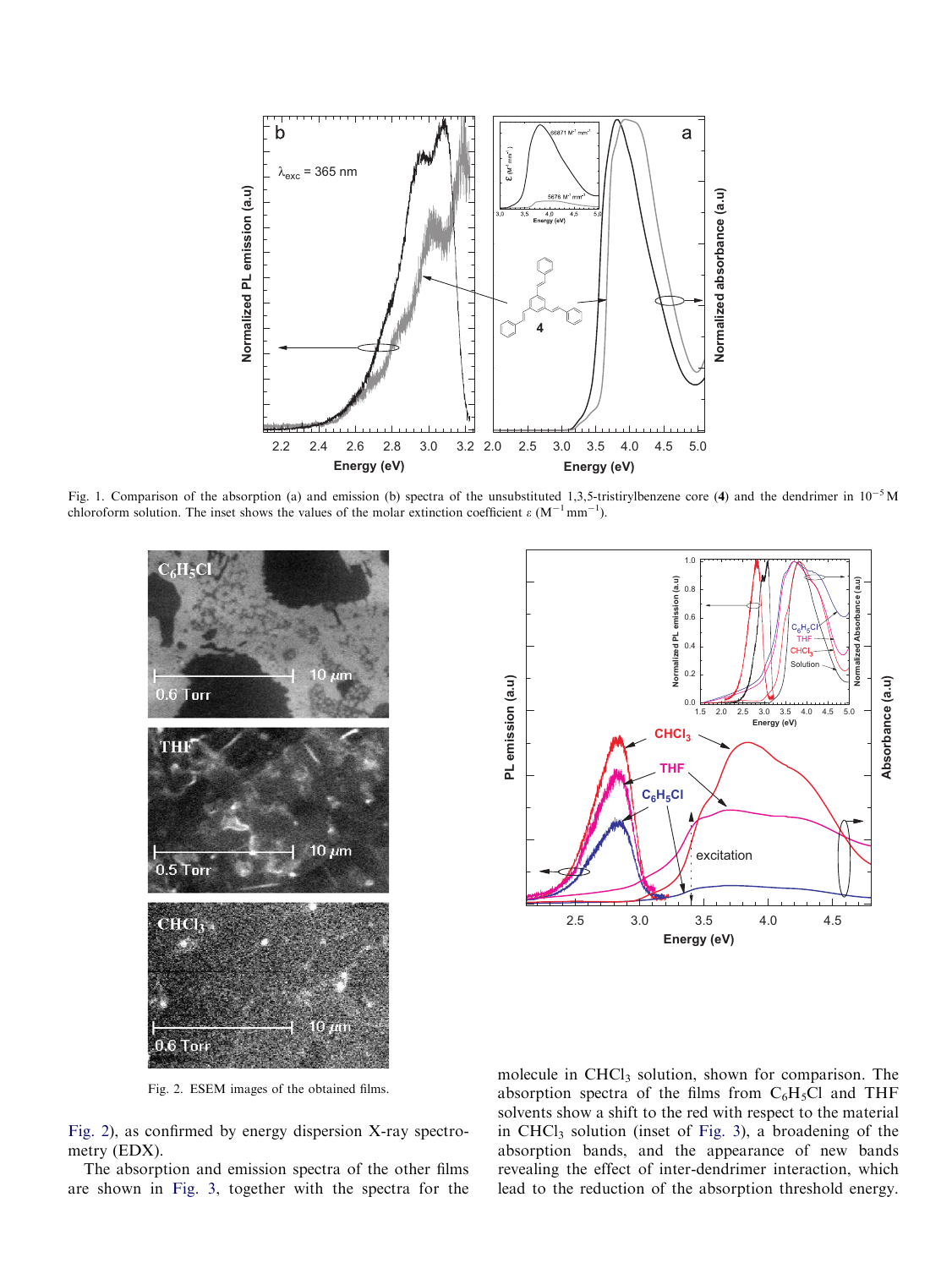Fig. 1. Comparison of the absorption (a) and emission (b) spectra of the unsubstituted 1,3,5-tristirylbenzene core (**4**) and the dendrimer in $10^{-5}$ M chloroform solution. The inset shows the values of the molar extinction coefficient $\varepsilon$ ($M^{-1}\,mm^{-1}$).

Fig. 2. ESEM images of the obtained films.

Fig. 2), as confirmed by energy dispersion X-ray spectrometry (EDX).

The absorption and emission spectra of the other films are shown in Fig. 3, together with the spectra for the molecule in $CHCl_3$ solution, shown for comparison. The absorption spectra of the films from $C_6H_5Cl$ and THF solvents show a shift to the red with respect to the material in $CHCl_3$ solution (inset of Fig. 3), a broadening of the absorption bands, and the appearance of new bands revealing the effect of inter-dendrimer interaction, which lead to the reduction of the absorption threshold energy.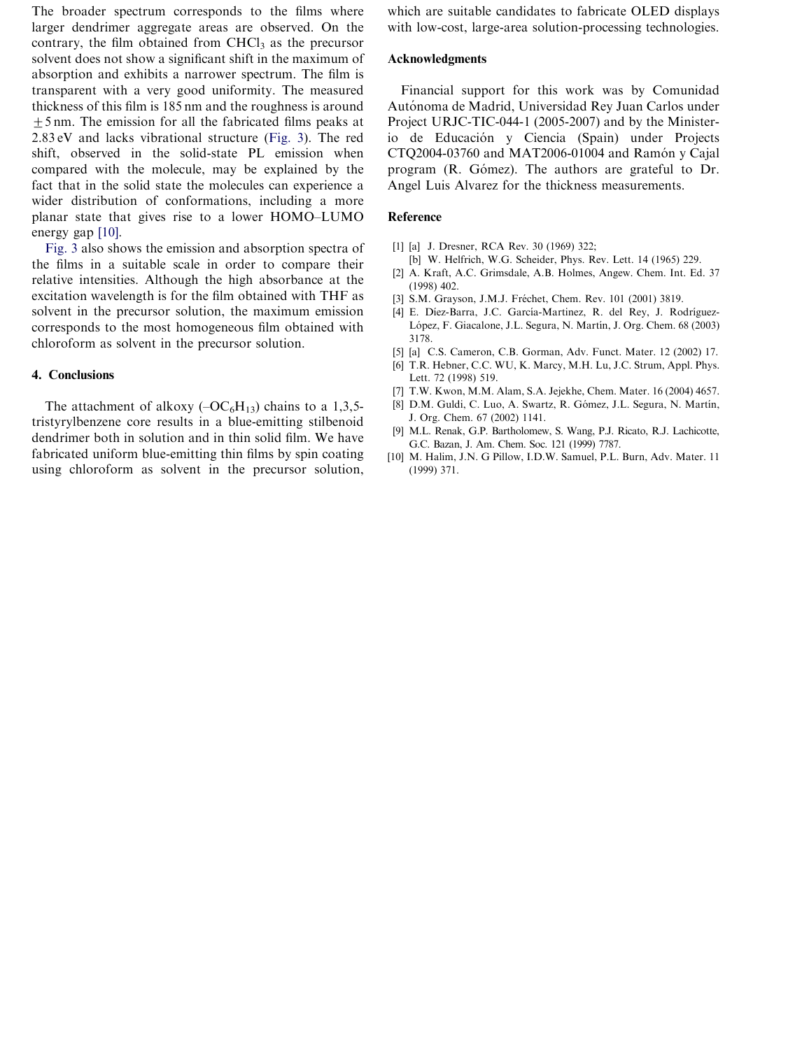The broader spectrum corresponds to the films where larger dendrimer aggregate areas are observed. On the contrary, the film obtained from $CHCl_3$ as the precursor solvent does not show a significant shift in the maximum of absorption and exhibits a narrower spectrum. The film is transparent with a very good uniformity. The measured thickness of this film is 185 nm and the roughness is around $\pm 5$ nm. The emission for all the fabricated films peaks at 2.83 eV and lacks vibrational structure (Fig. 3). The red shift, observed in the solid-state PL emission when compared with the molecule, may be explained by the fact that in the solid state the molecules can experience a wider distribution of conformations, including a more planar state that gives rise to a lower HOMO–LUMO energy gap [10].

Fig. 3 also shows the emission and absorption spectra of the films in a suitable scale in order to compare their relative intensities. Although the high absorbance at the excitation wavelength is for the film obtained with THF as solvent in the precursor solution, the maximum emission corresponds to the most homogeneous film obtained with chloroform as solvent in the precursor solution.

## 4. Conclusions

The attachment of alkoxy ($-OC_6H_{13}$) chains to a 1,3,5-tristyrylbenzene core results in a blue-emitting stilbenoid dendrimer both in solution and in thin solid film. We have fabricated uniform blue-emitting thin films by spin coating using chloroform as solvent in the precursor solution, which are suitable candidates to fabricate OLED displays with low-cost, large-area solution-processing technologies.

## Acknowledgments

Financial support for this work was by Comunidad Autónoma de Madrid, Universidad Rey Juan Carlos under Project URJC-TIC-044-1 (2005-2007) and by the Ministerio de Educación y Ciencia (Spain) under Projects CTQ2004-03760 and MAT2006-01004 and Ramón y Cajal program (R. Gómez). The authors are grateful to Dr. Angel Luis Alvarez for the thickness measurements.

## Reference

[1] [a] J. Dresner, RCA Rev. 30 (1969) 322;
[b] W. Helfrich, W.G. Scheider, Phys. Rev. Lett. 14 (1965) 229.

[2] A. Kraft, A.C. Grimsdale, A.B. Holmes, Angew. Chem. Int. Ed. 37 (1998) 402.

[3] S.M. Grayson, J.M.J. Fréchet, Chem. Rev. 101 (2001) 3819.

[4] E. Díez-Barra, J.C. García-Martinez, R. del Rey, J. Rodríguez-López, F. Giacalone, J.L. Segura, N. Martín, J. Org. Chem. 68 (2003) 3178.

[5] [a] C.S. Cameron, C.B. Gorman, Adv. Funct. Mater. 12 (2002) 17.

[6] T.R. Hebner, C.C. WU, K. Marcy, M.H. Lu, J.C. Strum, Appl. Phys. Lett. 72 (1998) 519.

[7] T.W. Kwon, M.M. Alam, S.A. Jejekhe, Chem. Mater. 16 (2004) 4657.

[8] D.M. Guldi, C. Luo, A. Swartz, R. Gómez, J.L. Segura, N. Martín, J. Org. Chem. 67 (2002) 1141.

[9] M.L. Renak, G.P. Bartholomew, S. Wang, P.J. Ricato, R.J. Lachicotte, G.C. Bazan, J. Am. Chem. Soc. 121 (1999) 7787.

[10] M. Halim, J.N. G Pillow, I.D.W. Samuel, P.L. Burn, Adv. Mater. 11 (1999) 371.